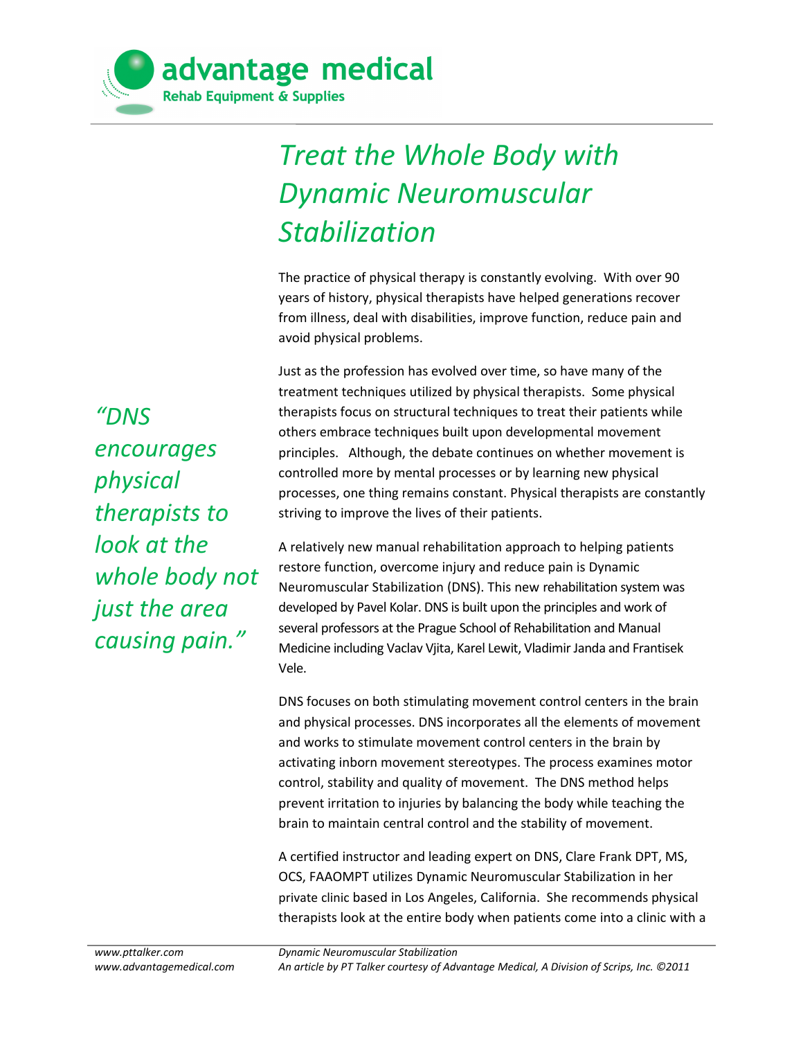# *Treat the Whole Body with Dynamic Neuromuscular Stabilization*

The practice of physical therapy is constantly evolving. With over 90 years of history, physical therapists have helped generations recover from illness, deal with disabilities, improve function, reduce pain and avoid physical problems.

Just as the profession has evolved over time, so have many of the treatment techniques utilized by physical therapists. Some physical therapists focus on structural techniques to treat their patients while others embrace techniques built upon developmental movement principles. Although, the debate continues on whether movement is controlled more by mental processes or by learning new physical processes, one thing remains constant. Physical therapists are constantly striving to improve the lives of their patients.

> *"DNS encourages physical therapists to look at the whole body not just the area causing pain."*

A relatively new manual rehabilitation approach to helping patients restore function, overcome injury and reduce pain is Dynamic Neuromuscular Stabilization (DNS). This new rehabilitation system was developed by Pavel Kolar. DNS is built upon the principles and work of several professors at the Prague School of Rehabilitation and Manual Medicine including Vaclav Vjita, Karel Lewit, Vladimir Janda and Frantisek Vele.

DNS focuses on both stimulating movement control centers in the brain and physical processes. DNS incorporates all the elements of movement and works to stimulate movement control centers in the brain by activating inborn movement stereotypes. The process examines motor control, stability and quality of movement. The DNS method helps prevent irritation to injuries by balancing the body while teaching the brain to maintain central control and the stability of movement.

A certified instructor and leading expert on DNS, Clare Frank DPT, MS, OCS, FAAOMPT utilizes Dynamic Neuromuscular Stabilization in her private clinic based in Los Angeles, California. She recommends physical therapists look at the entire body when patients come into a clinic with a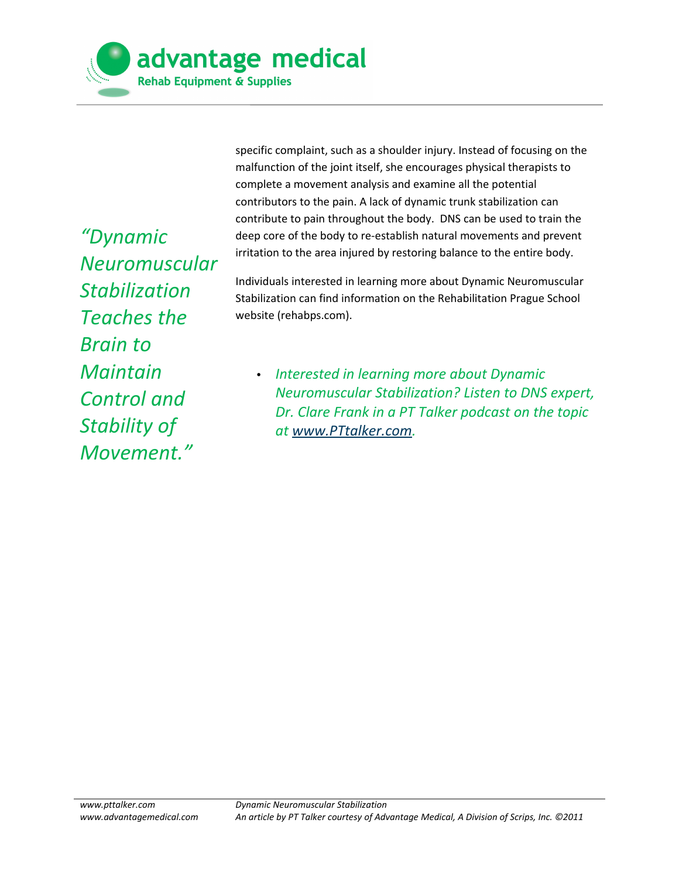*“Dynamic Neuromuscular Stabilization Teaches the Brain to Maintain Control and Stability of Movement.”*

specific complaint, such as a shoulder injury. Instead of focusing on the malfunction of the joint itself, she encourages physical therapists to complete a movement analysis and examine all the potential contributors to the pain. A lack of dynamic trunk stabilization can contribute to pain throughout the body. DNS can be used to train the deep core of the body to re-establish natural movements and prevent irritation to the area injured by restoring balance to the entire body.

Individuals interested in learning more about Dynamic Neuromuscular Stabilization can find information on the Rehabilitation Prague School website (rehabps.com).

- *Interested in learning more about Dynamic Neuromuscular Stabilization? Listen to DNS expert, Dr. Clare Frank in a PT Talker podcast on the topic at [www.PTtalker.com](http://www.PTtalker.com).*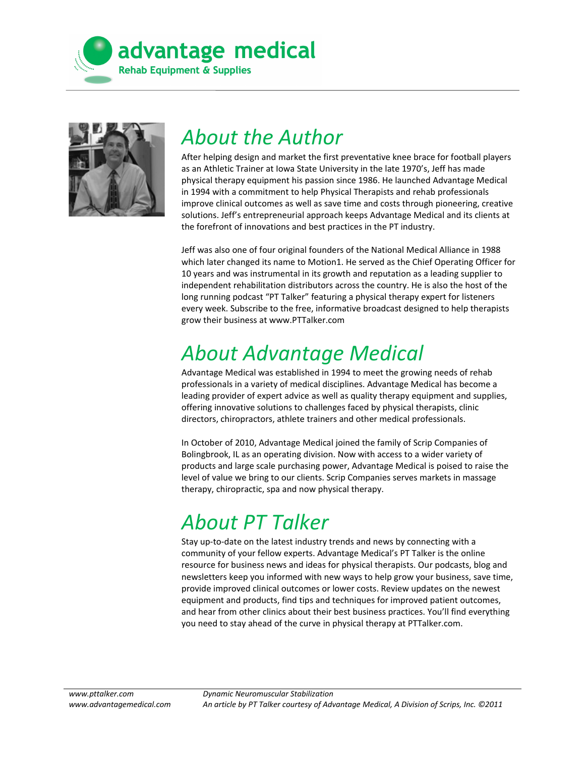advantage medical

Rehab Equipment & Supplies

# About the Author

After helping design and market the first preventative knee brace for football players as an Athletic Trainer at Iowa State University in the late 1970's, Jeff has made physical therapy equipment his passion since 1986. He launched Advantage Medical in 1994 with a commitment to help Physical Therapists and rehab professionals improve clinical outcomes as well as save time and costs through pioneering, creative solutions. Jeff's entrepreneurial approach keeps Advantage Medical and its clients at the forefront of innovations and best practices in the PT industry.

Jeff was also one of four original founders of the National Medical Alliance in 1988 which later changed its name to Motion1. He served as the Chief Operating Officer for 10 years and was instrumental in its growth and reputation as a leading supplier to independent rehabilitation distributors across the country. He is also the host of the long running podcast "PT Talker" featuring a physical therapy expert for listeners every week. Subscribe to the free, informative broadcast designed to help therapists grow their business at www.PTTalker.com

# About Advantage Medical

Advantage Medical was established in 1994 to meet the growing needs of rehab professionals in a variety of medical disciplines. Advantage Medical has become a leading provider of expert advice as well as quality therapy equipment and supplies, offering innovative solutions to challenges faced by physical therapists, clinic directors, chiropractors, athlete trainers and other medical professionals.

In October of 2010, Advantage Medical joined the family of Scrip Companies of Bolingbrook, IL as an operating division. Now with access to a wider variety of products and large scale purchasing power, Advantage Medical is poised to raise the level of value we bring to our clients. Scrip Companies serves markets in massage therapy, chiropractic, spa and now physical therapy.

# About PT Talker

Stay up-to-date on the latest industry trends and news by connecting with a community of your fellow experts. Advantage Medical's PT Talker is the online resource for business news and ideas for physical therapists. Our podcasts, blog and newsletters keep you informed with new ways to help grow your business, save time, provide improved clinical outcomes or lower costs. Review updates on the newest equipment and products, find tips and techniques for improved patient outcomes, and hear from other clinics about their best business practices. You'll find everything you need to stay ahead of the curve in physical therapy at PTTalker.com.